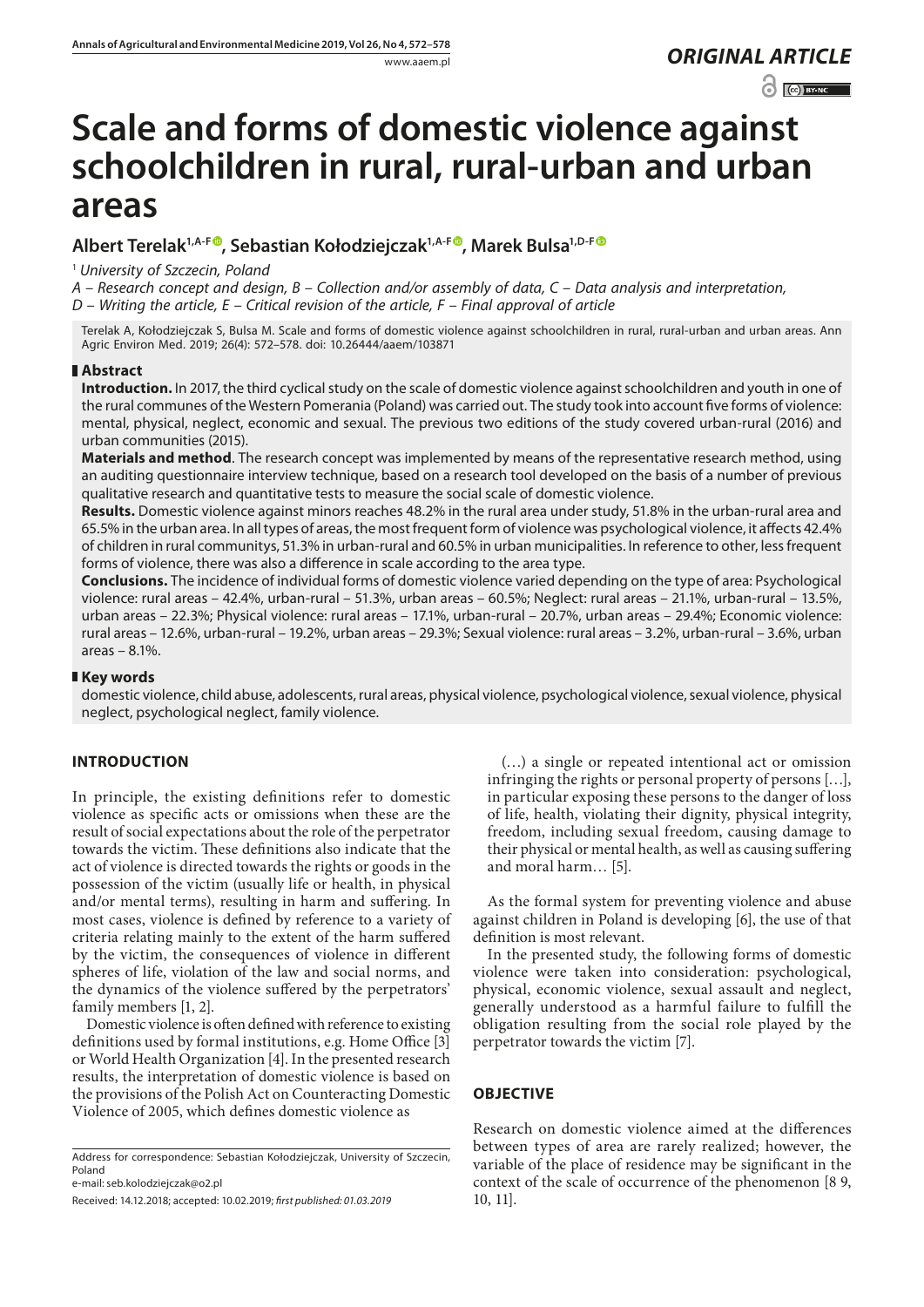*ORIGINAL ARTICLE*

# Scale and forms of domestic violence against schoolchildren in rural, rural-urban and urban areas

**Albert Terelak[1,A-F], Sebastian Kołodziejczak[1,A-F], Marek Bulsa[1,D-F]**

[1] *University of Szczecin, Poland*

*A – Research concept and design, B – Collection and/or assembly of data, C – Data analysis and interpretation, D – Writing the article, E – Critical revision of the article, F – Final approval of article*

Terelak A, Kołodziejczak S, Bulsa M. Scale and forms of domestic violence against schoolchildren in rural, rural-urban and urban areas. Ann Agric Environ Med. 2019; 26(4): 572–578. doi: 10.26444/aaem/103871

## Abstract

**Introduction.** In 2017, the third cyclical study on the scale of domestic violence against schoolchildren and youth in one of the rural communes of the Western Pomerania (Poland) was carried out. The study took into account five forms of violence: mental, physical, neglect, economic and sexual. The previous two editions of the study covered urban-rural (2016) and urban communities (2015).

**Materials and method**. The research concept was implemented by means of the representative research method, using an auditing questionnaire interview technique, based on a research tool developed on the basis of a number of previous qualitative research and quantitative tests to measure the social scale of domestic violence.

**Results.** Domestic violence against minors reaches 48.2% in the rural area under study, 51.8% in the urban-rural area and 65.5% in the urban area. In all types of areas, the most frequent form of violence was psychological violence, it affects 42.4% of children in rural communitys, 51.3% in urban-rural and 60.5% in urban municipalities. In reference to other, less frequent forms of violence, there was also a difference in scale according to the area type.

**Conclusions.** The incidence of individual forms of domestic violence varied depending on the type of area: Psychological violence: rural areas – 42.4%, urban-rural – 51.3%, urban areas – 60.5%; Neglect: rural areas – 21.1%, urban-rural – 13.5%, urban areas – 22.3%; Physical violence: rural areas – 17.1%, urban-rural – 20.7%, urban areas – 29.4%; Economic violence: rural areas – 12.6%, urban-rural – 19.2%, urban areas – 29.3%; Sexual violence: rural areas – 3.2%, urban-rural – 3.6%, urban areas – 8.1%.

## Key words

domestic violence, child abuse, adolescents, rural areas, physical violence, psychological violence, sexual violence, physical neglect, psychological neglect, family violence.

## INTRODUCTION

In principle, the existing definitions refer to domestic violence as specific acts or omissions when these are the result of social expectations about the role of the perpetrator towards the victim. These definitions also indicate that the act of violence is directed towards the rights or goods in the possession of the victim (usually life or health, in physical and/or mental terms), resulting in harm and suffering. In most cases, violence is defined by reference to a variety of criteria relating mainly to the extent of the harm suffered by the victim, the consequences of violence in different spheres of life, violation of the law and social norms, and the dynamics of the violence suffered by the perpetrators' family members [1, 2].

Domestic violence is often defined with reference to existing definitions used by formal institutions, e.g. Home Office [3] or World Health Organization [4]. In the presented research results, the interpretation of domestic violence is based on the provisions of the Polish Act on Counteracting Domestic Violence of 2005, which defines domestic violence as

> (…) a single or repeated intentional act or omission infringing the rights or personal property of persons […], in particular exposing these persons to the danger of loss of life, health, violating their dignity, physical integrity, freedom, including sexual freedom, causing damage to their physical or mental health, as well as causing suffering and moral harm… [5].

As the formal system for preventing violence and abuse against children in Poland is developing [6], the use of that definition is most relevant.

In the presented study, the following forms of domestic violence were taken into consideration: psychological, physical, economic violence, sexual assault and neglect, generally understood as a harmful failure to fulfill the obligation resulting from the social role played by the perpetrator towards the victim [7].

## OBJECTIVE

Research on domestic violence aimed at the differences between types of area are rarely realized; however, the variable of the place of residence may be significant in the context of the scale of occurrence of the phenomenon [8 9, 10, 11].

Address for correspondence: Sebastian Kołodziejczak, University of Szczecin, Poland
e-mail: seb.kolodziejczak@o2.pl

Received: 14.12.2018; accepted: 10.02.2019; *first published: 01.03.2019*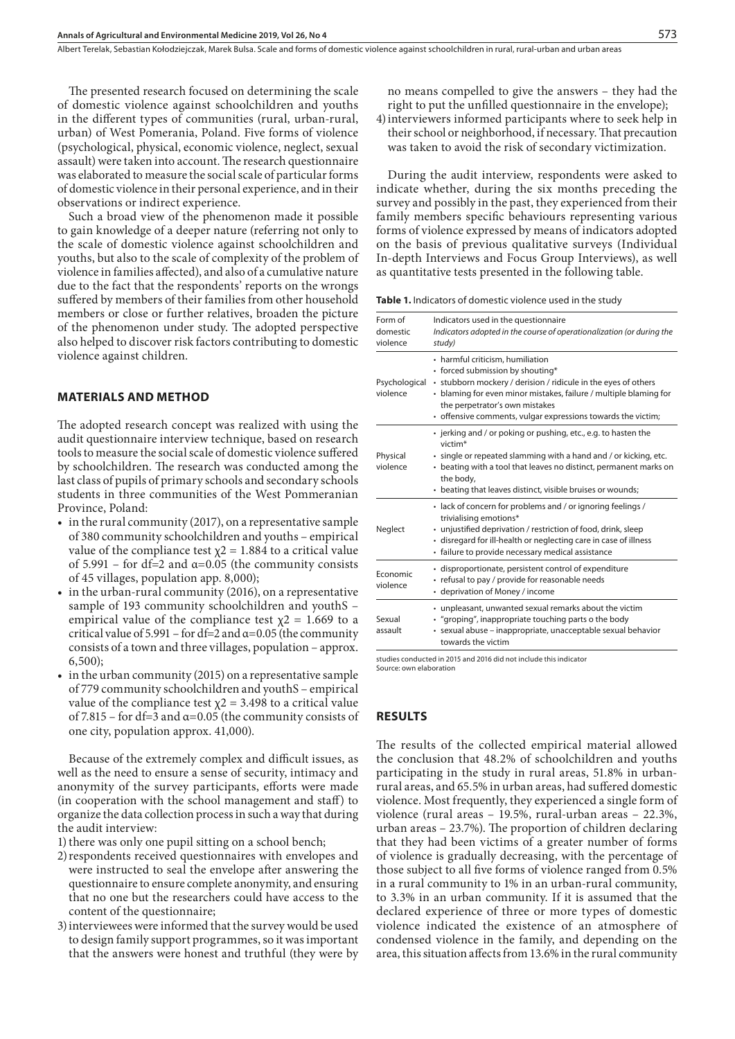The presented research focused on determining the scale of domestic violence against schoolchildren and youths in the different types of communities (rural, urban-rural, urban) of West Pomerania, Poland. Five forms of violence (psychological, physical, economic violence, neglect, sexual assault) were taken into account. The research questionnaire was elaborated to measure the social scale of particular forms of domestic violence in their personal experience, and in their observations or indirect experience.

Such a broad view of the phenomenon made it possible to gain knowledge of a deeper nature (referring not only to the scale of domestic violence against schoolchildren and youths, but also to the scale of complexity of the problem of violence in families affected), and also of a cumulative nature due to the fact that the respondents' reports on the wrongs suffered by members of their families from other household members or close or further relatives, broaden the picture of the phenomenon under study. The adopted perspective also helped to discover risk factors contributing to domestic violence against children.

## MATERIALS AND METHOD

The adopted research concept was realized with using the audit questionnaire interview technique, based on research tools to measure the social scale of domestic violence suffered by schoolchildren. The research was conducted among the last class of pupils of primary schools and secondary schools students in three communities of the West Pommeranian Province, Poland:

- in the rural community (2017), on a representative sample of 380 community schoolchildren and youths – empirical value of the compliance test $\chi2 = 1.884$ to a critical value of 5.991 – for df=2 and $\alpha$=0.05 (the community consists of 45 villages, population app. 8,000);
- in the urban-rural community (2016), on a representative sample of 193 community schoolchildren and youthS – empirical value of the compliance test $\chi2 = 1.669$ to a critical value of 5.991 – for df=2 and $\alpha$=0.05 (the community consists of a town and three villages, population – approx. 6,500);
- in the urban community (2015) on a representative sample of 779 community schoolchildren and youthS – empirical value of the compliance test $\chi2 = 3.498$ to a critical value of 7.815 – for df=3 and $\alpha$=0.05 (the community consists of one city, population approx. 41,000).

Because of the extremely complex and difficult issues, as well as the need to ensure a sense of security, intimacy and anonymity of the survey participants, efforts were made (in cooperation with the school management and staff) to organize the data collection process in such a way that during the audit interview:

1) there was only one pupil sitting on a school bench;
2) respondents received questionnaires with envelopes and were instructed to seal the envelope after answering the questionnaire to ensure complete anonymity, and ensuring that no one but the researchers could have access to the content of the questionnaire;
3) interviewees were informed that the survey would be used to design family support programmes, so it was important that the answers were honest and truthful (they were by no means compelled to give the answers – they had the right to put the unfilled questionnaire in the envelope);
4) interviewers informed participants where to seek help in their school or neighborhood, if necessary. That precaution was taken to avoid the risk of secondary victimization.

During the audit interview, respondents were asked to indicate whether, during the six months preceding the survey and possibly in the past, they experienced from their family members specific behaviours representing various forms of violence expressed by means of indicators adopted on the basis of previous qualitative surveys (Individual In-depth Interviews and Focus Group Interviews), as well as quantitative tests presented in the following table.

**Table 1.** Indicators of domestic violence used in the study

| Form of domestic violence | Indicators used in the questionnaire *Indicators adopted in the course of operationalization (or during the study)* |
|---|---|
| Psychological violence | • harmful criticism, humiliation<br>• forced submission by shouting*<br>• stubborn mockery / derision / ridicule in the eyes of others<br>• blaming for even minor mistakes, failure / multiple blaming for the perpetrator's own mistakes<br>• offensive comments, vulgar expressions towards the victim; |
| Physical violence | • jerking and / or poking or pushing, etc., e.g. to hasten the victim*<br>• single or repeated slamming with a hand and / or kicking, etc.<br>• beating with a tool that leaves no distinct, permanent marks on the body,<br>• beating that leaves distinct, visible bruises or wounds; |
| Neglect | • lack of concern for problems and / or ignoring feelings / trivialising emotions*<br>• unjustified deprivation / restriction of food, drink, sleep<br>• disregard for ill-health or neglecting care in case of illness<br>• failure to provide necessary medical assistance |
| Economic violence | • disproportionate, persistent control of expenditure<br>• refusal to pay / provide for reasonable needs<br>• deprivation of Money / income |
| Sexual assault | • unpleasant, unwanted sexual remarks about the victim<br>• "groping", inappropriate touching parts o the body<br>• sexual abuse – inappropriate, unacceptable sexual behavior towards the victim |

studies conducted in 2015 and 2016 did not include this indicator
Source: own elaboration

## RESULTS

The results of the collected empirical material allowed the conclusion that 48.2% of schoolchildren and youths participating in the study in rural areas, 51.8% in urban-rural areas, and 65.5% in urban areas, had suffered domestic violence. Most frequently, they experienced a single form of violence (rural areas – 19.5%, rural-urban areas – 22.3%, urban areas – 23.7%). The proportion of children declaring that they had been victims of a greater number of forms of violence is gradually decreasing, with the percentage of those subject to all five forms of violence ranged from 0.5% in a rural community to 1% in an urban-rural community, to 3.3% in an urban community. If it is assumed that the declared experience of three or more types of domestic violence indicated the existence of an atmosphere of condensed violence in the family, and depending on the area, this situation affects from 13.6% in the rural community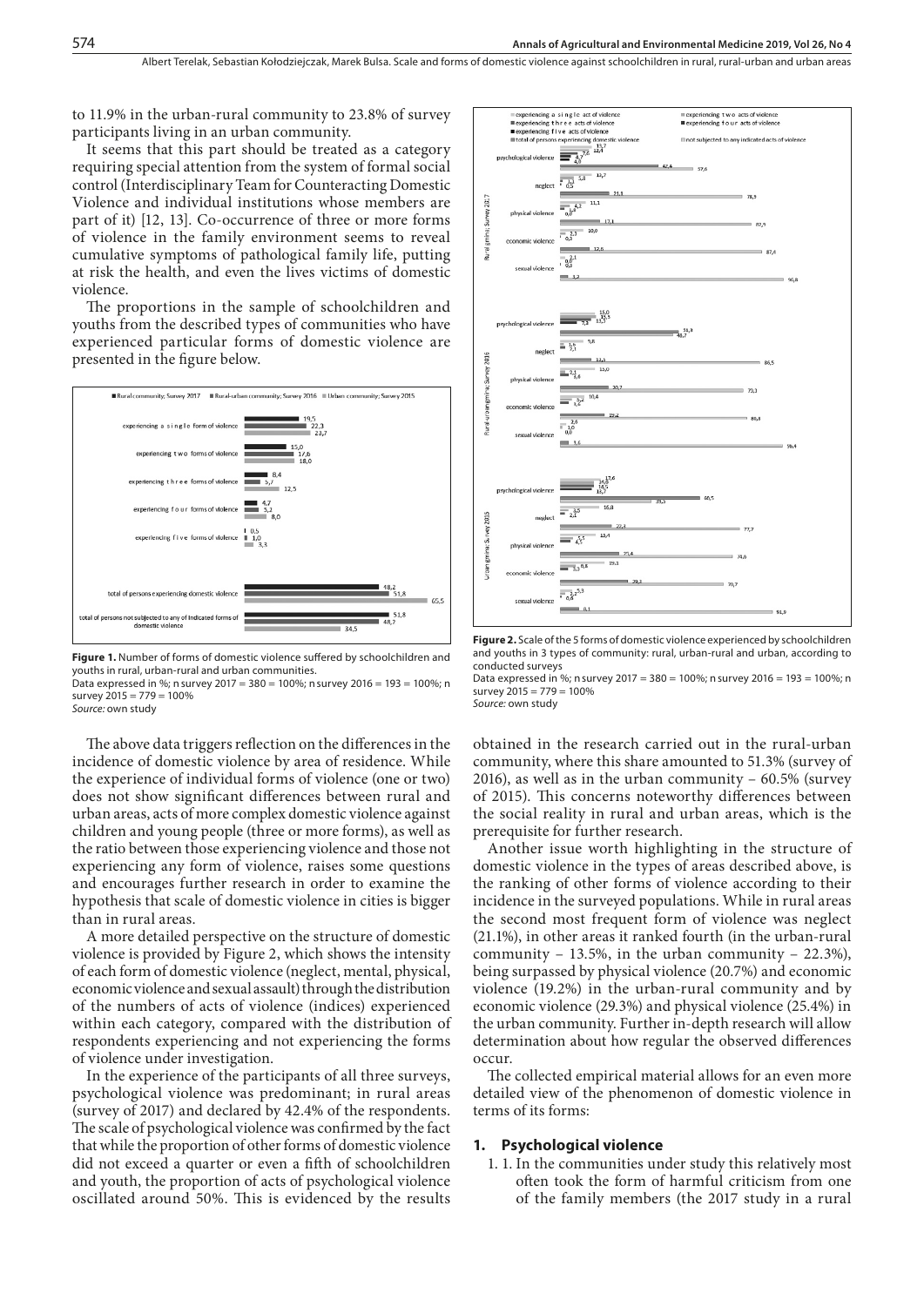to 11.9% in the urban-rural community to 23.8% of survey participants living in an urban community.

It seems that this part should be treated as a category requiring special attention from the system of formal social control (Interdisciplinary Team for Counteracting Domestic Violence and individual institutions whose members are part of it) [12, 13]. Co-occurrence of three or more forms of violence in the family environment seems to reveal cumulative symptoms of pathological family life, putting at risk the health, and even the lives victims of domestic violence.

The proportions in the sample of schoolchildren and youths from the described types of communities who have experienced particular forms of domestic violence are presented in the figure below.

**Figure 1.** Number of forms of domestic violence suffered by schoolchildren and youths in rural, urban-rural and urban communities.
Data expressed in %; n survey 2017 = 380 = 100%; n survey 2016 = 193 = 100%; n survey 2015 = 779 = 100%
*Source:* own study

The above data triggers reflection on the differences in the incidence of domestic violence by area of residence. While the experience of individual forms of violence (one or two) does not show significant differences between rural and urban areas, acts of more complex domestic violence against children and young people (three or more forms), as well as the ratio between those experiencing violence and those not experiencing any form of violence, raises some questions and encourages further research in order to examine the hypothesis that scale of domestic violence in cities is bigger than in rural areas.

A more detailed perspective on the structure of domestic violence is provided by Figure 2, which shows the intensity of each form of domestic violence (neglect, mental, physical, economic violence and sexual assault) through the distribution of the numbers of acts of violence (indices) experienced within each category, compared with the distribution of respondents experiencing and not experiencing the forms of violence under investigation.

In the experience of the participants of all three surveys, psychological violence was predominant; in rural areas (survey of 2017) and declared by 42.4% of the respondents. The scale of psychological violence was confirmed by the fact that while the proportion of other forms of domestic violence did not exceed a quarter or even a fifth of schoolchildren and youth, the proportion of acts of psychological violence oscillated around 50%. This is evidenced by the results

**Figure 2.** Scale of the 5 forms of domestic violence experienced by schoolchildren and youths in 3 types of community: rural, urban-rural and urban, according to conducted surveys
Data expressed in %; n survey 2017 = 380 = 100%; n survey 2016 = 193 = 100%; n survey 2015 = 779 = 100%
*Source:* own study

obtained in the research carried out in the rural-urban community, where this share amounted to 51.3% (survey of 2016), as well as in the urban community – 60.5% (survey of 2015). This concerns noteworthy differences between the social reality in rural and urban areas, which is the prerequisite for further research.

Another issue worth highlighting in the structure of domestic violence in the types of areas described above, is the ranking of other forms of violence according to their incidence in the surveyed populations. While in rural areas the second most frequent form of violence was neglect (21.1%), in other areas it ranked fourth (in the urban-rural community – 13.5%, in the urban community – 22.3%), being surpassed by physical violence (20.7%) and economic violence (19.2%) in the urban-rural community and by economic violence (29.3%) and physical violence (25.4%) in the urban community. Further in-depth research will allow determination about how regular the observed differences occur.

The collected empirical material allows for an even more detailed view of the phenomenon of domestic violence in terms of its forms:

## 1. Psychological violence

1. 1. In the communities under study this relatively most often took the form of harmful criticism from one of the family members (the 2017 study in a rural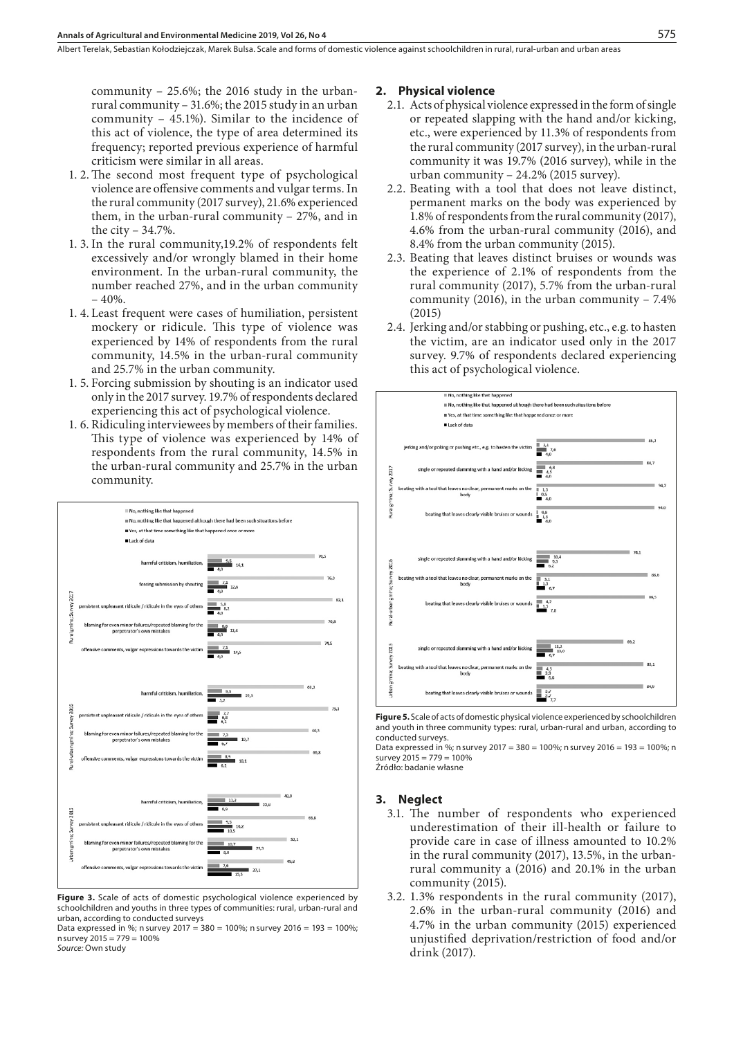community – 25.6%; the 2016 study in the urban-rural community – 31.6%; the 2015 study in an urban community – 45.1%). Similar to the incidence of this act of violence, the type of area determined its frequency; reported previous experience of harmful criticism were similar in all areas.

1. 2. The second most frequent type of psychological violence are offensive comments and vulgar terms. In the rural community (2017 survey), 21.6% experienced them, in the urban-rural community – 27%, and in the city – 34.7%.
1. 3. In the rural community,19.2% of respondents felt excessively and/or wrongly blamed in their home environment. In the urban-rural community, the number reached 27%, and in the urban community – 40%.
1. 4. Least frequent were cases of humiliation, persistent mockery or ridicule. This type of violence was experienced by 14% of respondents from the rural community, 14.5% in the urban-rural community and 25.7% in the urban community.
1. 5. Forcing submission by shouting is an indicator used only in the 2017 survey. 19.7% of respondents declared experiencing this act of psychological violence.
1. 6. Ridiculing interviewees by members of their families. This type of violence was experienced by 14% of respondents from the rural community, 14.5% in the urban-rural community and 25.7% in the urban community.

**Figure 3.** Scale of acts of domestic psychological violence experienced by schoolchildren and youths in three types of communities: rural, urban-rural and urban, according to conducted surveys

Data expressed in %; n survey 2017 = 380 = 100%; n survey 2016 = 193 = 100%; n survey 2015 = 779 = 100%

*Source:* Own study

## 2. Physical violence

2.1. Acts of physical violence expressed in the form of single or repeated slapping with the hand and/or kicking, etc., were experienced by 11.3% of respondents from the rural community (2017 survey), in the urban-rural community it was 19.7% (2016 survey), while in the urban community – 24.2% (2015 survey).

2.2. Beating with a tool that does not leave distinct, permanent marks on the body was experienced by 1.8% of respondents from the rural community (2017), 4.6% from the urban-rural community (2016), and 8.4% from the urban community (2015).

2.3. Beating that leaves distinct bruises or wounds was the experience of 2.1% of respondents from the rural community (2017), 5.7% from the urban-rural community (2016), in the urban community – 7.4% (2015)

2.4. Jerking and/or stabbing or pushing, etc., e.g. to hasten the victim, are an indicator used only in the 2017 survey. 9.7% of respondents declared experiencing this act of psychological violence.

**Figure 5.** Scale of acts of domestic physical violence experienced by schoolchildren and youth in three community types: rural, urban-rural and urban, according to conducted surveys.

Data expressed in %; n survey 2017 = 380 = 100%; n survey 2016 = 193 = 100%; n survey 2015 = 779 = 100%

Źródło: badanie własne

## 3. Neglect

3.1. The number of respondents who experienced underestimation of their ill-health or failure to provide care in case of illness amounted to 10.2% in the rural community (2017), 13.5%, in the urban-rural community a (2016) and 20.1% in the urban community (2015).

3.2. 1.3% respondents in the rural community (2017), 2.6% in the urban-rural community (2016) and 4.7% in the urban community (2015) experienced unjustified deprivation/restriction of food and/or drink (2017).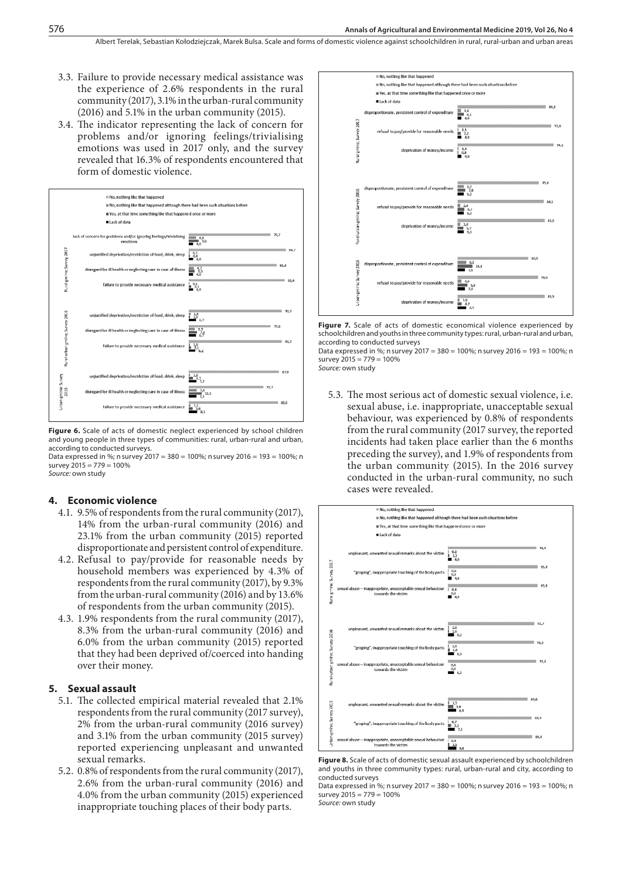3.3. Failure to provide necessary medical assistance was the experience of 2.6% respondents in the rural community (2017), 3.1% in the urban-rural community (2016) and 5.1% in the urban community (2015).

3.4. The indicator representing the lack of concern for problems and/or ignoring feelings/trivialising emotions was used in 2017 only, and the survey revealed that 16.3% of respondents encountered that form of domestic violence.

**Figure 6.** Scale of acts of domestic neglect experienced by school children and young people in three types of communities: rural, urban-rural and urban, according to conducted surveys.
Data expressed in %; n survey 2017 = 380 = 100%; n survey 2016 = 193 = 100%; n survey 2015 = 779 = 100%
*Source:* own study

## 4. Economic violence

4.1. 9.5% of respondents from the rural community (2017), 14% from the urban-rural community (2016) and 23.1% from the urban community (2015) reported disproportionate and persistent control of expenditure.

4.2. Refusal to pay/provide for reasonable needs by household members was experienced by 4.3% of respondents from the rural community (2017), by 9.3% from the urban-rural community (2016) and by 13.6% of respondents from the urban community (2015).

4.3. 1.9% respondents from the rural community (2017), 8.3% from the urban-rural community (2016) and 6.0% from the urban community (2015) reported that they had been deprived of/coerced into handing over their money.

## 5. Sexual assault

5.1. The collected empirical material revealed that 2.1% respondents from the rural community (2017 survey), 2% from the urban-rural community (2016 survey) and 3.1% from the urban community (2015 survey) reported experiencing unpleasant and unwanted sexual remarks.

5.2. 0.8% of respondents from the rural community (2017), 2.6% from the urban-rural community (2016) and 4.0% from the urban community (2015) experienced inappropriate touching places of their body parts.

**Figure 7.** Scale of acts of domestic economical violence experienced by schoolchildren and youths in three community types: rural, urban-rural and urban, according to conducted surveys
Data expressed in %; n survey 2017 = 380 = 100%; n survey 2016 = 193 = 100%; n survey 2015 = 779 = 100%
*Source:* own study

5.3. The most serious act of domestic sexual violence, i.e. sexual abuse, i.e. inappropriate, unacceptable sexual behaviour, was experienced by 0.8% of respondents from the rural community (2017 survey, the reported incidents had taken place earlier than the 6 months preceding the survey), and 1.9% of respondents from the urban community (2015). In the 2016 survey conducted in the urban-rural community, no such cases were revealed.

**Figure 8.** Scale of acts of domestic sexual assault experienced by schoolchildren and youths in three community types: rural, urban-rural and city, according to conducted surveys
Data expressed in %; n survey 2017 = 380 = 100%; n survey 2016 = 193 = 100%; n survey 2015 = 779 = 100%
*Source:* own study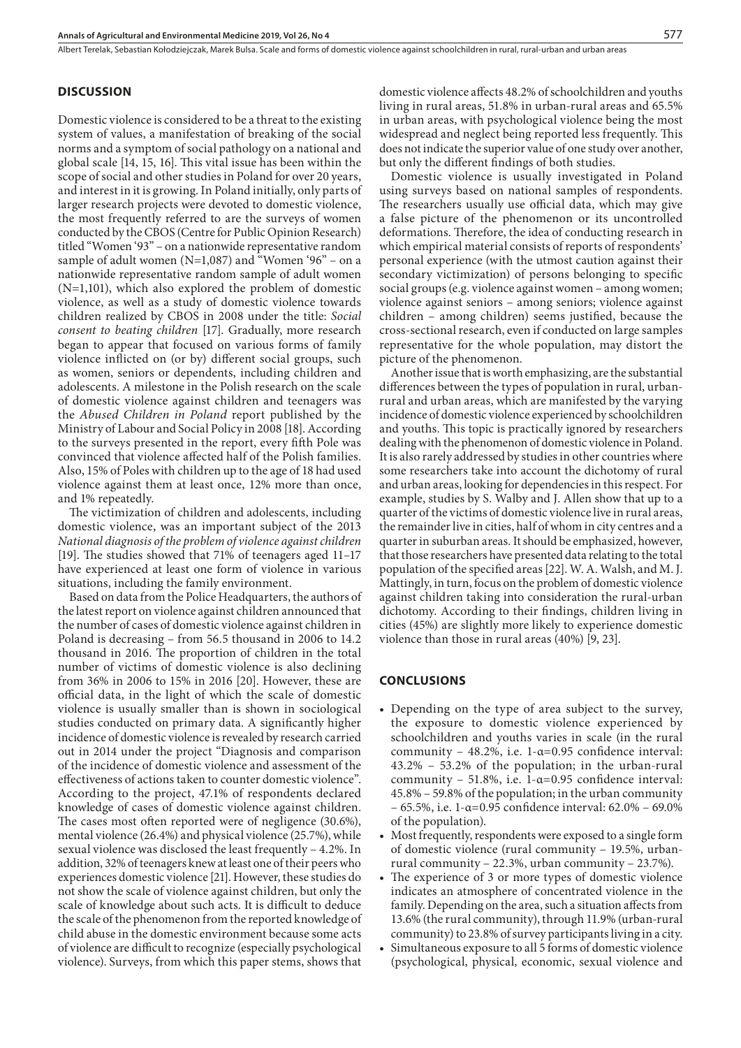## DISCUSSION

Domestic violence is considered to be a threat to the existing system of values, a manifestation of breaking of the social norms and a symptom of social pathology on a national and global scale [14, 15, 16]. This vital issue has been within the scope of social and other studies in Poland for over 20 years, and interest in it is growing. In Poland initially, only parts of larger research projects were devoted to domestic violence, the most frequently referred to are the surveys of women conducted by the CBOS (Centre for Public Opinion Research) titled "Women '93" – on a nationwide representative random sample of adult women (N=1,087) and "Women '96" – on a nationwide representative random sample of adult women (N=1,101), which also explored the problem of domestic violence, as well as a study of domestic violence towards children realized by CBOS in 2008 under the title: *Social consent to beating children* [17]. Gradually, more research began to appear that focused on various forms of family violence inflicted on (or by) different social groups, such as women, seniors or dependents, including children and adolescents. A milestone in the Polish research on the scale of domestic violence against children and teenagers was the *Abused Children in Poland* report published by the Ministry of Labour and Social Policy in 2008 [18]. According to the surveys presented in the report, every fifth Pole was convinced that violence affected half of the Polish families. Also, 15% of Poles with children up to the age of 18 had used violence against them at least once, 12% more than once, and 1% repeatedly.

The victimization of children and adolescents, including domestic violence, was an important subject of the 2013 *National diagnosis of the problem of violence against children* [19]. The studies showed that 71% of teenagers aged 11–17 have experienced at least one form of violence in various situations, including the family environment.

Based on data from the Police Headquarters, the authors of the latest report on violence against children announced that the number of cases of domestic violence against children in Poland is decreasing – from 56.5 thousand in 2006 to 14.2 thousand in 2016. The proportion of children in the total number of victims of domestic violence is also declining from 36% in 2006 to 15% in 2016 [20]. However, these are official data, in the light of which the scale of domestic violence is usually smaller than is shown in sociological studies conducted on primary data. A significantly higher incidence of domestic violence is revealed by research carried out in 2014 under the project "Diagnosis and comparison of the incidence of domestic violence and assessment of the effectiveness of actions taken to counter domestic violence". According to the project, 47.1% of respondents declared knowledge of cases of domestic violence against children. The cases most often reported were of negligence (30.6%), mental violence (26.4%) and physical violence (25.7%), while sexual violence was disclosed the least frequently – 4.2%. In addition, 32% of teenagers knew at least one of their peers who experiences domestic violence [21]. However, these studies do not show the scale of violence against children, but only the scale of knowledge about such acts. It is difficult to deduce the scale of the phenomenon from the reported knowledge of child abuse in the domestic environment because some acts of violence are difficult to recognize (especially psychological violence). Surveys, from which this paper stems, shows that domestic violence affects 48.2% of schoolchildren and youths living in rural areas, 51.8% in urban-rural areas and 65.5% in urban areas, with psychological violence being the most widespread and neglect being reported less frequently. This does not indicate the superior value of one study over another, but only the different findings of both studies.

Domestic violence is usually investigated in Poland using surveys based on national samples of respondents. The researchers usually use official data, which may give a false picture of the phenomenon or its uncontrolled deformations. Therefore, the idea of conducting research in which empirical material consists of reports of respondents' personal experience (with the utmost caution against their secondary victimization) of persons belonging to specific social groups (e.g. violence against women – among women; violence against seniors – among seniors; violence against children – among children) seems justified, because the cross-sectional research, even if conducted on large samples representative for the whole population, may distort the picture of the phenomenon.

Another issue that is worth emphasizing, are the substantial differences between the types of population in rural, urban-rural and urban areas, which are manifested by the varying incidence of domestic violence experienced by schoolchildren and youths. This topic is practically ignored by researchers dealing with the phenomenon of domestic violence in Poland. It is also rarely addressed by studies in other countries where some researchers take into account the dichotomy of rural and urban areas, looking for dependencies in this respect. For example, studies by S. Walby and J. Allen show that up to a quarter of the victims of domestic violence live in rural areas, the remainder live in cities, half of whom in city centres and a quarter in suburban areas. It should be emphasized, however, that those researchers have presented data relating to the total population of the specified areas [22]. W. A. Walsh, and M. J. Mattingly, in turn, focus on the problem of domestic violence against children taking into consideration the rural-urban dichotomy. According to their findings, children living in cities (45%) are slightly more likely to experience domestic violence than those in rural areas (40%) [9, 23].

## CONCLUSIONS

- Depending on the type of area subject to the survey, the exposure to domestic violence experienced by schoolchildren and youths varies in scale (in the rural community – 48.2%, i.e. $1\text{-}\alpha=0.95$ confidence interval: 43.2% – 53.2% of the population; in the urban-rural community – 51.8%, i.e. $1\text{-}\alpha=0.95$ confidence interval: 45.8% – 59.8% of the population; in the urban community – 65.5%, i.e. $1\text{-}\alpha=0.95$ confidence interval: 62.0% – 69.0% of the population).
- Most frequently, respondents were exposed to a single form of domestic violence (rural community – 19.5%, urban-rural community – 22.3%, urban community – 23.7%).
- The experience of 3 or more types of domestic violence indicates an atmosphere of concentrated violence in the family. Depending on the area, such a situation affects from 13.6% (the rural community), through 11.9% (urban-rural community) to 23.8% of survey participants living in a city.
- Simultaneous exposure to all 5 forms of domestic violence (psychological, physical, economic, sexual violence and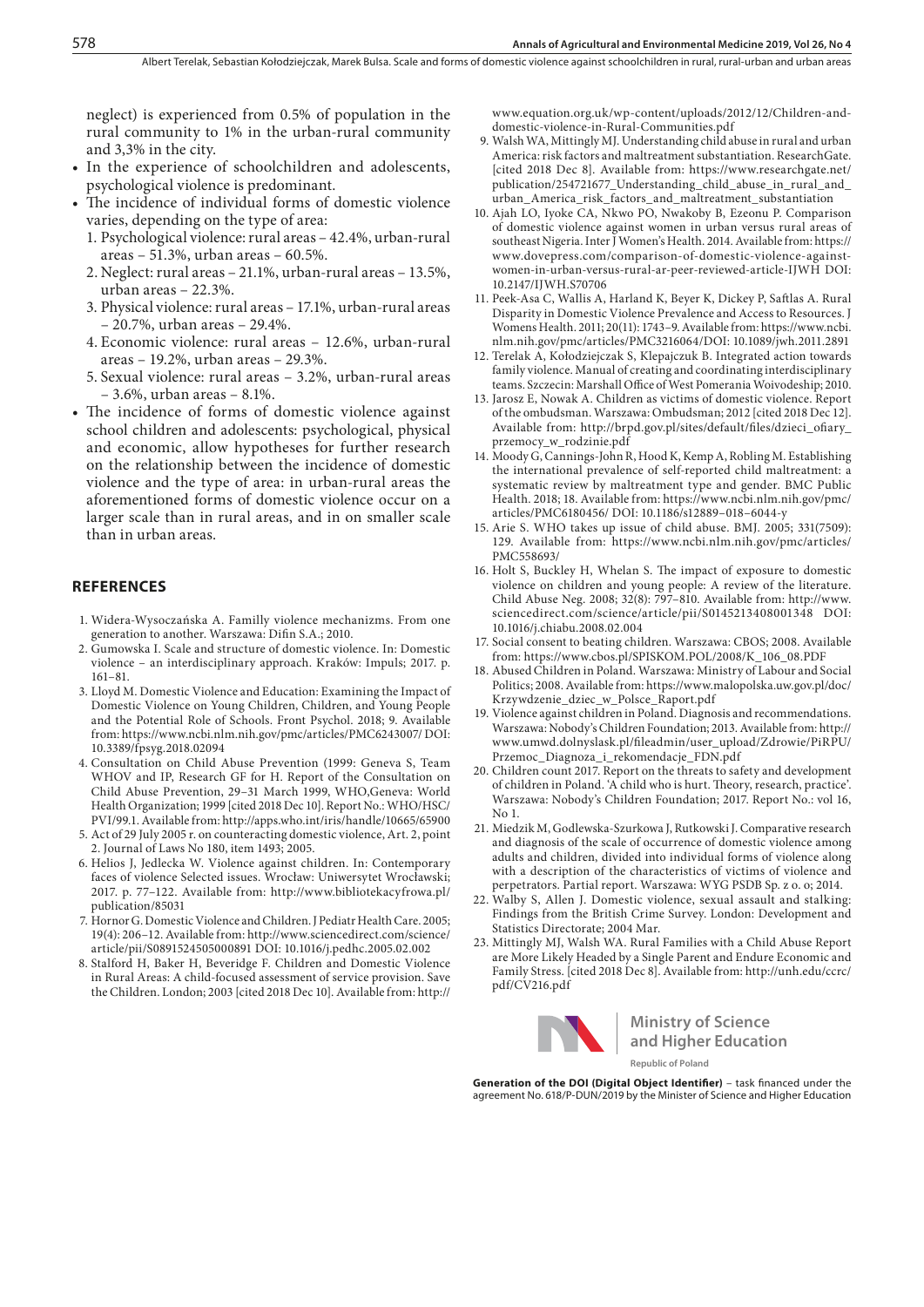neglect) is experienced from 0.5% of population in the rural community to 1% in the urban-rural community and 3,3% in the city.

- In the experience of schoolchildren and adolescents, psychological violence is predominant.
- The incidence of individual forms of domestic violence varies, depending on the type of area:
  1. Psychological violence: rural areas – 42.4%, urban-rural areas – 51.3%, urban areas – 60.5%.
  2. Neglect: rural areas – 21.1%, urban-rural areas – 13.5%, urban areas – 22.3%.
  3. Physical violence: rural areas – 17.1%, urban-rural areas – 20.7%, urban areas – 29.4%.
  4. Economic violence: rural areas – 12.6%, urban-rural areas – 19.2%, urban areas – 29.3%.
  5. Sexual violence: rural areas – 3.2%, urban-rural areas – 3.6%, urban areas – 8.1%.
- The incidence of forms of domestic violence against school children and adolescents: psychological, physical and economic, allow hypotheses for further research on the relationship between the incidence of domestic violence and the type of area: in urban-rural areas the aforementioned forms of domestic violence occur on a larger scale than in rural areas, and in on smaller scale than in urban areas.

## REFERENCES

1. Widera-Wysoczańska A. Familly violence mechanizms. From one generation to another. Warszawa: Difin S.A.; 2010.
2. Gumowska I. Scale and structure of domestic violence. In: Domestic violence – an interdisciplinary approach. Kraków: Impuls; 2017. p. 161–81.
3. Lloyd M. Domestic Violence and Education: Examining the Impact of Domestic Violence on Young Children, Children, and Young People and the Potential Role of Schools. Front Psychol. 2018; 9. Available from: https://www.ncbi.nlm.nih.gov/pmc/articles/PMC6243007/ DOI: 10.3389/fpsyg.2018.02094
4. Consultation on Child Abuse Prevention (1999: Geneva S, Team WHOV and IP, Research GF for H. Report of the Consultation on Child Abuse Prevention, 29–31 March 1999, WHO,Geneva: World Health Organization; 1999 [cited 2018 Dec 10]. Report No.: WHO/HSC/PVI/99.1. Available from: http://apps.who.int/iris/handle/10665/65900
5. Act of 29 July 2005 r. on counteracting domestic violence, Art. 2, point 2. Journal of Laws No 180, item 1493; 2005.
6. Helios J, Jedlecka W. Violence against children. In: Contemporary faces of violence Selected issues. Wrocław: Uniwersytet Wrocławski; 2017. p. 77–122. Available from: http://www.bibliotekacyfrowa.pl/publication/85031
7. Hornor G. Domestic Violence and Children. J Pediatr Health Care. 2005; 19(4): 206–12. Available from: http://www.sciencedirect.com/science/article/pii/S0891524505000891 DOI: 10.1016/j.pedhc.2005.02.002
8. Stalford H, Baker H, Beveridge F. Children and Domestic Violence in Rural Areas: A child-focused assessment of service provision. Save the Children. London; 2003 [cited 2018 Dec 10]. Available from: http://www.equation.org.uk/wp-content/uploads/2012/12/Children-and-domestic-violence-in-Rural-Communities.pdf
9. Walsh WA, Mittingly MJ. Understanding child abuse in rural and urban America: risk factors and maltreatment substantiation. ResearchGate. [cited 2018 Dec 8]. Available from: https://www.researchgate.net/publication/254721677_Understanding_child_abuse_in_rural_and_urban_America_risk_factors_and_maltreatment_substantiation
10. Ajah LO, Iyoke CA, Nkwo PO, Nwakoby B, Ezeonu P. Comparison of domestic violence against women in urban versus rural areas of southeast Nigeria. Inter J Women's Health. 2014. Available from: https://www.dovepress.com/comparison-of-domestic-violence-against-women-in-urban-versus-rural-ar-peer-reviewed-article-IJWH DOI: 10.2147/IJWH.S70706
11. Peek-Asa C, Wallis A, Harland K, Beyer K, Dickey P, Saftlas A. Rural Disparity in Domestic Violence Prevalence and Access to Resources. J Womens Health. 2011; 20(11): 1743–9. Available from: https://www.ncbi.nlm.nih.gov/pmc/articles/PMC3216064/DOI: 10.1089/jwh.2011.2891
12. Terelak A, Kołodziejczak S, Klepajczuk B. Integrated action towards family violence. Manual of creating and coordinating interdisciplinary teams. Szczecin: Marshall Office of West Pomerania Woivodeship; 2010.
13. Jarosz E, Nowak A. Children as victims of domestic violence. Report of the ombudsman. Warszawa: Ombudsman; 2012 [cited 2018 Dec 12]. Available from: http://brpd.gov.pl/sites/default/files/dzieci_ofiary_przemocy_w_rodzinie.pdf
14. Moody G, Cannings-John R, Hood K, Kemp A, Robling M. Establishing the international prevalence of self-reported child maltreatment: a systematic review by maltreatment type and gender. BMC Public Health. 2018; 18. Available from: https://www.ncbi.nlm.nih.gov/pmc/articles/PMC6180456/ DOI: 10.1186/s12889–018–6044-y
15. Arie S. WHO takes up issue of child abuse. BMJ. 2005; 331(7509): 129. Available from: https://www.ncbi.nlm.nih.gov/pmc/articles/PMC558693/
16. Holt S, Buckley H, Whelan S. The impact of exposure to domestic violence on children and young people: A review of the literature. Child Abuse Neg. 2008; 32(8): 797–810. Available from: http://www.sciencedirect.com/science/article/pii/S0145213408001348 DOI: 10.1016/j.chiabu.2008.02.004
17. Social consent to beating children. Warszawa: CBOS; 2008. Available from: https://www.cbos.pl/SPISKOM.POL/2008/K_106_08.PDF
18. Abused Children in Poland. Warszawa: Ministry of Labour and Social Politics; 2008. Available from: https://www.malopolska.uw.gov.pl/doc/Krzywdzenie_dziec_w_Polsce_Raport.pdf
19. Violence against children in Poland. Diagnosis and recommendations. Warszawa: Nobody's Children Foundation; 2013. Available from: http://www.umwd.dolnyslask.pl/fileadmin/user_upload/Zdrowie/PiRPU/Przemoc_Diagnoza_i_rekomendacje_FDN.pdf
20. Children count 2017. Report on the threats to safety and development of children in Poland. 'A child who is hurt. Theory, research, practice'. Warszawa: Nobody's Children Foundation; 2017. Report No.: vol 16, No 1.
21. Miedzik M, Godlewska-Szurkowa J, Rutkowski J. Comparative research and diagnosis of the scale of occurrence of domestic violence among adults and children, divided into individual forms of violence along with a description of the characteristics of victims of violence and perpetrators. Partial report. Warszawa: WYG PSDB Sp. z o. o; 2014.
22. Walby S, Allen J. Domestic violence, sexual assault and stalking: Findings from the British Crime Survey. London: Development and Statistics Directorate; 2004 Mar.
23. Mittingly MJ, Walsh WA. Rural Families with a Child Abuse Report are More Likely Headed by a Single Parent and Endure Economic and Family Stress. [cited 2018 Dec 8]. Available from: http://unh.edu/ccrc/pdf/CV216.pdf

Ministry of Science and Higher Education

Republic of Poland

**Generation of the DOI (Digital Object Identifier)** – task financed under the agreement No. 618/P-DUN/2019 by the Minister of Science and Higher Education